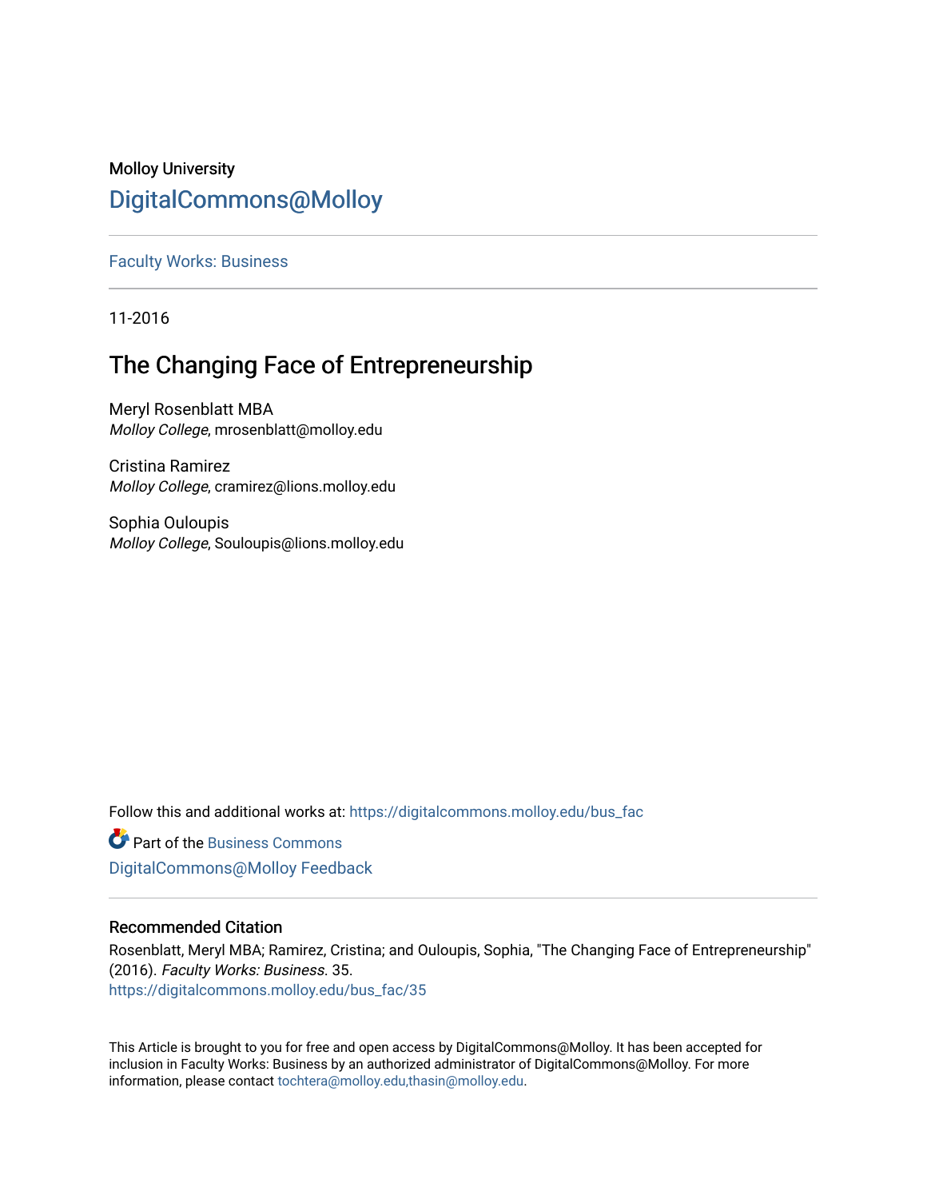Molloy University

# DigitalCommons@Molloy

Faculty Works: Business

11-2016

## The Changing Face of Entrepreneurship

Meryl Rosenblatt MBA
*Molloy College*, mrosenblatt@molloy.edu

Cristina Ramirez
*Molloy College*, cramirez@lions.molloy.edu

Sophia Ouloupis
*Molloy College*, Souloupis@lions.molloy.edu

Follow this and additional works at: https://digitalcommons.molloy.edu/bus_fac

Part of the Business Commons

DigitalCommons@Molloy Feedback

### Recommended Citation

Rosenblatt, Meryl MBA; Ramirez, Cristina; and Ouloupis, Sophia, "The Changing Face of Entrepreneurship" (2016). *Faculty Works: Business*. 35.
https://digitalcommons.molloy.edu/bus_fac/35

This Article is brought to you for free and open access by DigitalCommons@Molloy. It has been accepted for inclusion in Faculty Works: Business by an authorized administrator of DigitalCommons@Molloy. For more information, please contact tochtera@molloy.edu,thasin@molloy.edu.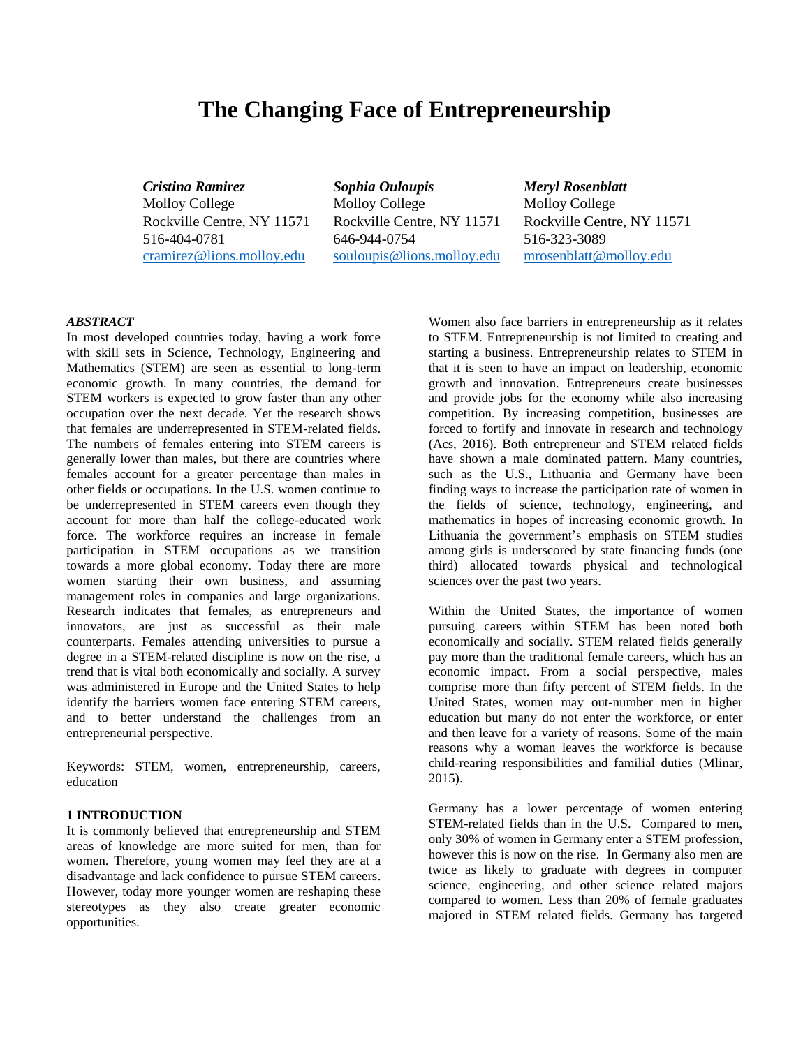# The Changing Face of Entrepreneurship

***Cristina Ramirez***
Molloy College
Rockville Centre, NY 11571
516-404-0781
cramirez@lions.molloy.edu

***Sophia Ouloupis***
Molloy College
Rockville Centre, NY 11571
646-944-0754
souloupis@lions.molloy.edu

***Meryl Rosenblatt***
Molloy College
Rockville Centre, NY 11571
516-323-3089
mrosenblatt@molloy.edu

### *ABSTRACT*

In most developed countries today, having a work force with skill sets in Science, Technology, Engineering and Mathematics (STEM) are seen as essential to long-term economic growth. In many countries, the demand for STEM workers is expected to grow faster than any other occupation over the next decade. Yet the research shows that females are underrepresented in STEM-related fields. The numbers of females entering into STEM careers is generally lower than males, but there are countries where females account for a greater percentage than males in other fields or occupations. In the U.S. women continue to be underrepresented in STEM careers even though they account for more than half the college-educated work force. The workforce requires an increase in female participation in STEM occupations as we transition towards a more global economy. Today there are more women starting their own business, and assuming management roles in companies and large organizations. Research indicates that females, as entrepreneurs and innovators, are just as successful as their male counterparts. Females attending universities to pursue a degree in a STEM-related discipline is now on the rise, a trend that is vital both economically and socially. A survey was administered in Europe and the United States to help identify the barriers women face entering STEM careers, and to better understand the challenges from an entrepreneurial perspective.

Keywords: STEM, women, entrepreneurship, careers, education

## 1 INTRODUCTION

It is commonly believed that entrepreneurship and STEM areas of knowledge are more suited for men, than for women. Therefore, young women may feel they are at a disadvantage and lack confidence to pursue STEM careers. However, today more younger women are reshaping these stereotypes as they also create greater economic opportunities.

Women also face barriers in entrepreneurship as it relates to STEM. Entrepreneurship is not limited to creating and starting a business. Entrepreneurship relates to STEM in that it is seen to have an impact on leadership, economic growth and innovation. Entrepreneurs create businesses and provide jobs for the economy while also increasing competition. By increasing competition, businesses are forced to fortify and innovate in research and technology (Acs, 2016). Both entrepreneur and STEM related fields have shown a male dominated pattern. Many countries, such as the U.S., Lithuania and Germany have been finding ways to increase the participation rate of women in the fields of science, technology, engineering, and mathematics in hopes of increasing economic growth. In Lithuania the government's emphasis on STEM studies among girls is underscored by state financing funds (one third) allocated towards physical and technological sciences over the past two years.

Within the United States, the importance of women pursuing careers within STEM has been noted both economically and socially. STEM related fields generally pay more than the traditional female careers, which has an economic impact. From a social perspective, males comprise more than fifty percent of STEM fields. In the United States, women may out-number men in higher education but many do not enter the workforce, or enter and then leave for a variety of reasons. Some of the main reasons why a woman leaves the workforce is because child-rearing responsibilities and familial duties (Mlinar, 2015).

Germany has a lower percentage of women entering STEM-related fields than in the U.S. Compared to men, only 30% of women in Germany enter a STEM profession, however this is now on the rise. In Germany also men are twice as likely to graduate with degrees in computer science, engineering, and other science related majors compared to women. Less than 20% of female graduates majored in STEM related fields. Germany has targeted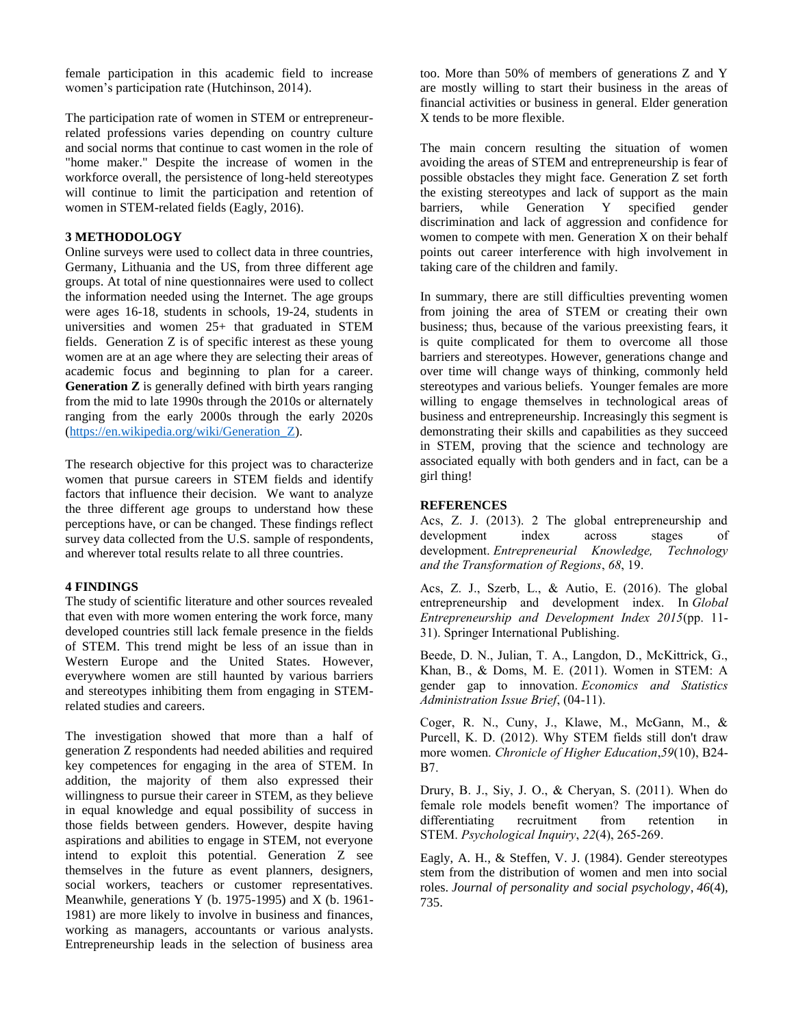female participation in this academic field to increase women's participation rate (Hutchinson, 2014).

The participation rate of women in STEM or entrepreneur-related professions varies depending on country culture and social norms that continue to cast women in the role of "home maker." Despite the increase of women in the workforce overall, the persistence of long-held stereotypes will continue to limit the participation and retention of women in STEM-related fields (Eagly, 2016).

## 3 METHODOLOGY

Online surveys were used to collect data in three countries, Germany, Lithuania and the US, from three different age groups. At total of nine questionnaires were used to collect the information needed using the Internet. The age groups were ages 16-18, students in schools, 19-24, students in universities and women 25+ that graduated in STEM fields. Generation Z is of specific interest as these young women are at an age where they are selecting their areas of academic focus and beginning to plan for a career. **Generation Z** is generally defined with birth years ranging from the mid to late 1990s through the 2010s or alternately ranging from the early 2000s through the early 2020s (https://en.wikipedia.org/wiki/Generation_Z).

The research objective for this project was to characterize women that pursue careers in STEM fields and identify factors that influence their decision. We want to analyze the three different age groups to understand how these perceptions have, or can be changed. These findings reflect survey data collected from the U.S. sample of respondents, and wherever total results relate to all three countries.

## 4 FINDINGS

The study of scientific literature and other sources revealed that even with more women entering the work force, many developed countries still lack female presence in the fields of STEM. This trend might be less of an issue than in Western Europe and the United States. However, everywhere women are still haunted by various barriers and stereotypes inhibiting them from engaging in STEM-related studies and careers.

The investigation showed that more than a half of generation Z respondents had needed abilities and required key competences for engaging in the area of STEM. In addition, the majority of them also expressed their willingness to pursue their career in STEM, as they believe in equal knowledge and equal possibility of success in those fields between genders. However, despite having aspirations and abilities to engage in STEM, not everyone intend to exploit this potential. Generation Z see themselves in the future as event planners, designers, social workers, teachers or customer representatives. Meanwhile, generations Y (b. 1975-1995) and X (b. 1961-1981) are more likely to involve in business and finances, working as managers, accountants or various analysts. Entrepreneurship leads in the selection of business area too. More than 50% of members of generations Z and Y are mostly willing to start their business in the areas of financial activities or business in general. Elder generation X tends to be more flexible.

The main concern resulting the situation of women avoiding the areas of STEM and entrepreneurship is fear of possible obstacles they might face. Generation Z set forth the existing stereotypes and lack of support as the main barriers, while Generation Y specified gender discrimination and lack of aggression and confidence for women to compete with men. Generation X on their behalf points out career interference with high involvement in taking care of the children and family.

In summary, there are still difficulties preventing women from joining the area of STEM or creating their own business; thus, because of the various preexisting fears, it is quite complicated for them to overcome all those barriers and stereotypes. However, generations change and over time will change ways of thinking, commonly held stereotypes and various beliefs. Younger females are more willing to engage themselves in technological areas of business and entrepreneurship. Increasingly this segment is demonstrating their skills and capabilities as they succeed in STEM, proving that the science and technology are associated equally with both genders and in fact, can be a girl thing!

## REFERENCES

Acs, Z. J. (2013). 2 The global entrepreneurship and development index across stages of development. *Entrepreneurial Knowledge, Technology and the Transformation of Regions*, *68*, 19.

Acs, Z. J., Szerb, L., & Autio, E. (2016). The global entrepreneurship and development index. In *Global Entrepreneurship and Development Index 2015*(pp. 11-31). Springer International Publishing.

Beede, D. N., Julian, T. A., Langdon, D., McKittrick, G., Khan, B., & Doms, M. E. (2011). Women in STEM: A gender gap to innovation. *Economics and Statistics Administration Issue Brief*, (04-11).

Coger, R. N., Cuny, J., Klawe, M., McGann, M., & Purcell, K. D. (2012). Why STEM fields still don't draw more women. *Chronicle of Higher Education*,*59*(10), B24-B7.

Drury, B. J., Siy, J. O., & Cheryan, S. (2011). When do female role models benefit women? The importance of differentiating recruitment from retention in STEM. *Psychological Inquiry*, *22*(4), 265-269.

Eagly, A. H., & Steffen, V. J. (1984). Gender stereotypes stem from the distribution of women and men into social roles. *Journal of personality and social psychology*, *46*(4), 735.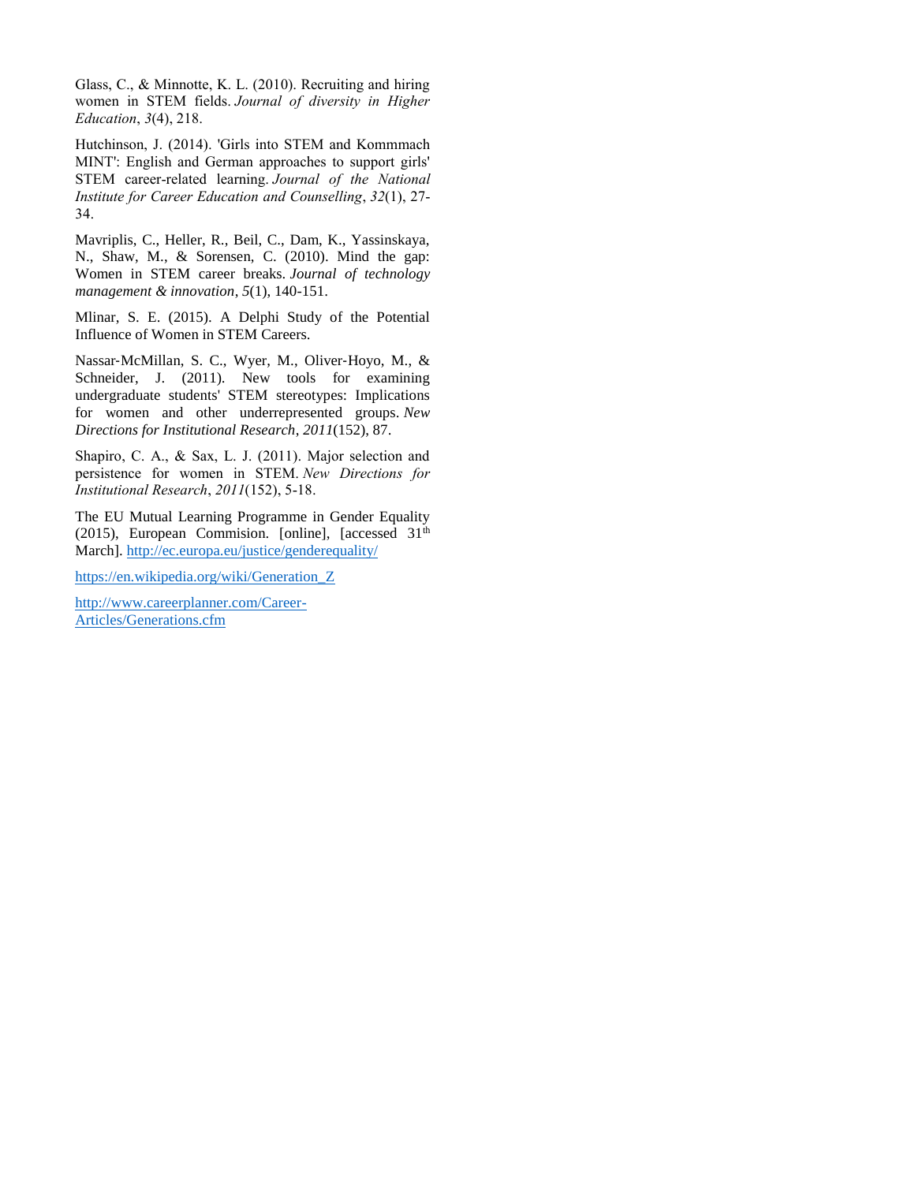Glass, C., & Minnotte, K. L. (2010). Recruiting and hiring women in STEM fields. *Journal of diversity in Higher Education*, *3*(4), 218.

Hutchinson, J. (2014). 'Girls into STEM and Kommmach MINT': English and German approaches to support girls' STEM career-related learning. *Journal of the National Institute for Career Education and Counselling*, *32*(1), 27-34.

Mavriplis, C., Heller, R., Beil, C., Dam, K., Yassinskaya, N., Shaw, M., & Sorensen, C. (2010). Mind the gap: Women in STEM career breaks. *Journal of technology management & innovation*, *5*(1), 140-151.

Mlinar, S. E. (2015). A Delphi Study of the Potential Influence of Women in STEM Careers.

Nassar-McMillan, S. C., Wyer, M., Oliver-Hoyo, M., & Schneider, J. (2011). New tools for examining undergraduate students' STEM stereotypes: Implications for women and other underrepresented groups. *New Directions for Institutional Research*, *2011*(152), 87.

Shapiro, C. A., & Sax, L. J. (2011). Major selection and persistence for women in STEM. *New Directions for Institutional Research*, *2011*(152), 5-18.

The EU Mutual Learning Programme in Gender Equality (2015), European Commision. [online], [accessed 31th March]. http://ec.europa.eu/justice/genderequality/

https://en.wikipedia.org/wiki/Generation_Z

http://www.careerplanner.com/Career-Articles/Generations.cfm